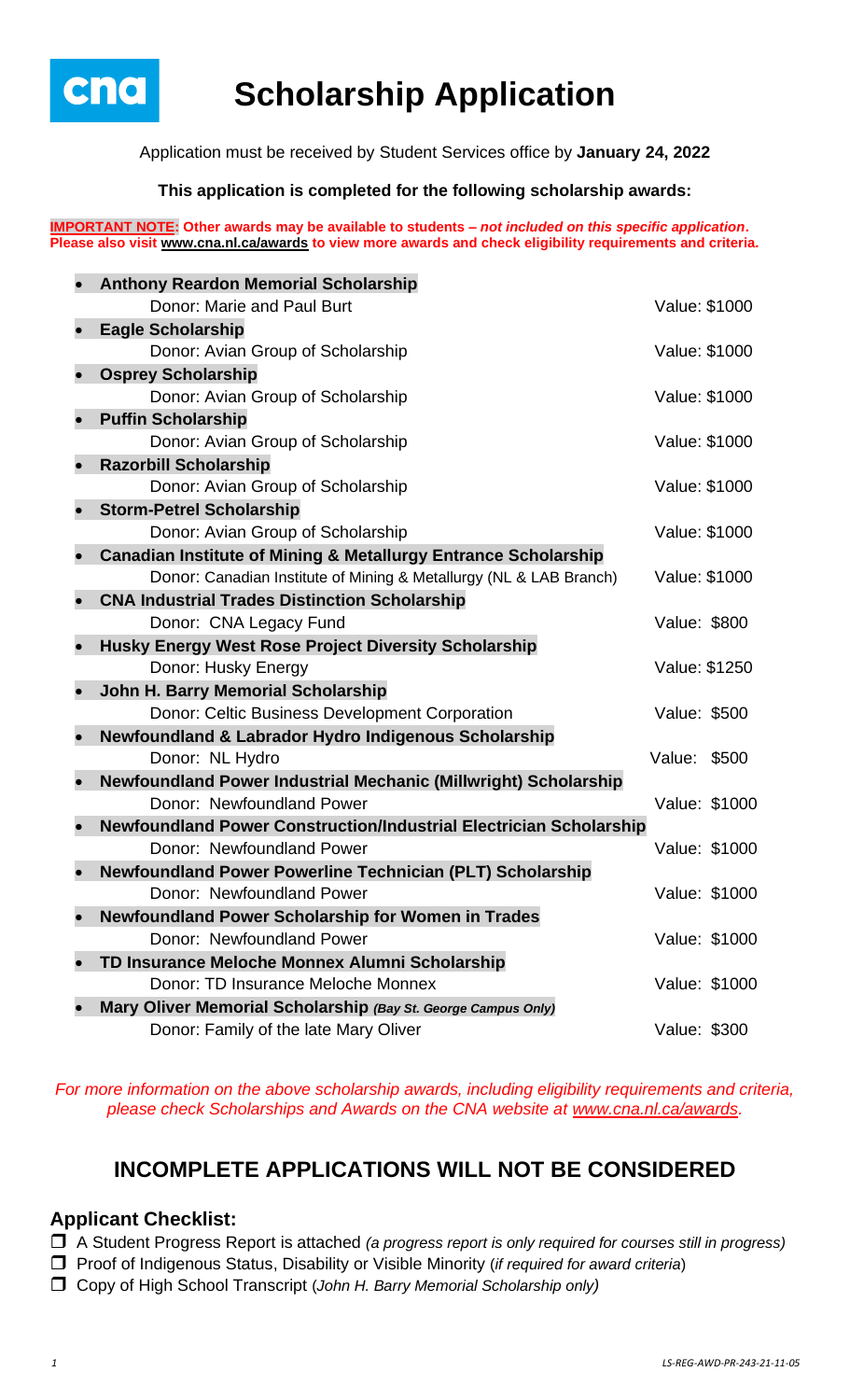cna

# Scholarship Application

Application must be received by Student Services office by **January 24, 2022**

**This application is completed for the following scholarship awards:**

**IMPORTANT NOTE: Other awards may be available to students – *not included on this specific application*. Please also visit www.cna.nl.ca/awards to view more awards and check eligibility requirements and criteria.**

- **Anthony Reardon Memorial Scholarship**
  Donor: Marie and Paul Burt — Value: $1000
- **Eagle Scholarship**
  Donor: Avian Group of Scholarship — Value: $1000
- **Osprey Scholarship**
  Donor: Avian Group of Scholarship — Value: $1000
- **Puffin Scholarship**
  Donor: Avian Group of Scholarship — Value: $1000
- **Razorbill Scholarship**
  Donor: Avian Group of Scholarship — Value: $1000
- **Storm-Petrel Scholarship**
  Donor: Avian Group of Scholarship — Value: $1000
- **Canadian Institute of Mining & Metallurgy Entrance Scholarship**
  Donor: Canadian Institute of Mining & Metallurgy (NL & LAB Branch) — Value: $1000
- **CNA Industrial Trades Distinction Scholarship**
  Donor: CNA Legacy Fund — Value: $800
- **Husky Energy West Rose Project Diversity Scholarship**
  Donor: Husky Energy — Value: $1250
- **John H. Barry Memorial Scholarship**
  Donor: Celtic Business Development Corporation — Value: $500
- **Newfoundland & Labrador Hydro Indigenous Scholarship**
  Donor: NL Hydro — Value: $500
- **Newfoundland Power Industrial Mechanic (Millwright) Scholarship**
  Donor: Newfoundland Power — Value: $1000
- **Newfoundland Power Construction/Industrial Electrician Scholarship**
  Donor: Newfoundland Power — Value: $1000
- **Newfoundland Power Powerline Technician (PLT) Scholarship**
  Donor: Newfoundland Power — Value: $1000
- **Newfoundland Power Scholarship for Women in Trades**
  Donor: Newfoundland Power — Value: $1000
- **TD Insurance Meloche Monnex Alumni Scholarship**
  Donor: TD Insurance Meloche Monnex — Value: $1000
- **Mary Oliver Memorial Scholarship** ***(Bay St. George Campus Only)***
  Donor: Family of the late Mary Oliver — Value: $300

*For more information on the above scholarship awards, including eligibility requirements and criteria, please check Scholarships and Awards on the CNA website at www.cna.nl.ca/awards.*

## INCOMPLETE APPLICATIONS WILL NOT BE CONSIDERED

### Applicant Checklist:

- ☐ A Student Progress Report is attached *(a progress report is only required for courses still in progress)*
- ☐ Proof of Indigenous Status, Disability or Visible Minority (*if required for award criteria*)
- ☐ Copy of High School Transcript (*John H. Barry Memorial Scholarship only)*

LS-REG-AWD-PR-243-21-11-05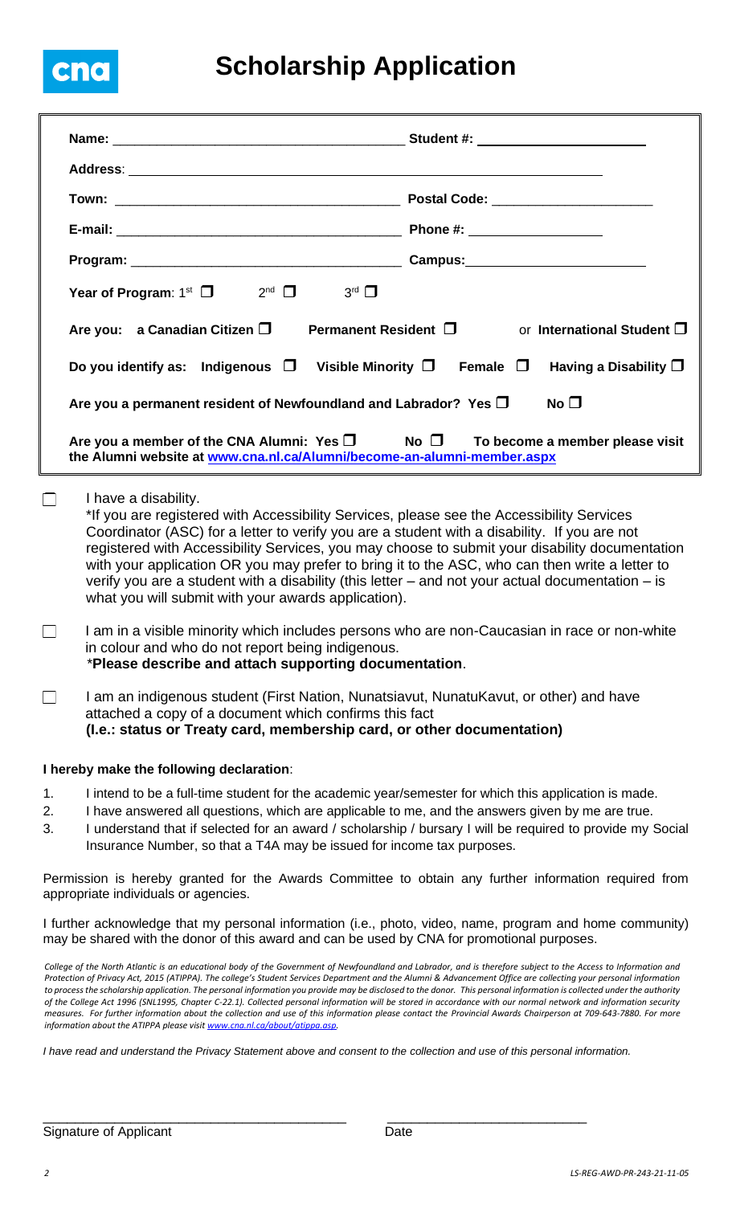# Scholarship Application

Name: _______________________________________ Student #: _______________________

Address: _______________________________________________________________

Town: _______________________________________ Postal Code: _____________________

E-mail: _______________________________________ Phone #: __________________

Program: _____________________________________ Campus: ________________________

**Year of Program**: $1^{st}$ ☐ $2^{nd}$ ☐ $3^{rd}$ ☐

**Are you: a Canadian Citizen** ☐ **Permanent Resident** ☐ or **International Student** ☐

**Do you identify as: Indigenous** ☐ **Visible Minority** ☐ **Female** ☐ **Having a Disability** ☐

**Are you a permanent resident of Newfoundland and Labrador? Yes** ☐ **No** ☐

**Are you a member of the CNA Alumni: Yes** ☐ **No** ☐ **To become a member please visit the Alumni website at [www.cna.nl.ca/Alumni/become-an-alumni-member.aspx](www.cna.nl.ca/Alumni/become-an-alumni-member.aspx)**

☐ I have a disability.
*If you are registered with Accessibility Services, please see the Accessibility Services Coordinator (ASC) for a letter to verify you are a student with a disability. If you are not registered with Accessibility Services, you may choose to submit your disability documentation with your application OR you may prefer to bring it to the ASC, who can then write a letter to verify you are a student with a disability (this letter – and not your actual documentation – is what you will submit with your awards application).

☐ I am in a visible minority which includes persons who are non-Caucasian in race or non-white in colour and who do not report being indigenous.
***Please describe and attach supporting documentation**.

☐ I am an indigenous student (First Nation, Nunatsiavut, NunatuKavut, or other) and have attached a copy of a document which confirms this fact
**(I.e.: status or Treaty card, membership card, or other documentation)**

**I hereby make the following declaration**:

1. I intend to be a full-time student for the academic year/semester for which this application is made.
2. I have answered all questions, which are applicable to me, and the answers given by me are true.
3. I understand that if selected for an award / scholarship / bursary I will be required to provide my Social Insurance Number, so that a T4A may be issued for income tax purposes.

Permission is hereby granted for the Awards Committee to obtain any further information required from appropriate individuals or agencies.

I further acknowledge that my personal information (i.e., photo, video, name, program and home community) may be shared with the donor of this award and can be used by CNA for promotional purposes.

*College of the North Atlantic is an educational body of the Government of Newfoundland and Labrador, and is therefore subject to the Access to Information and Protection of Privacy Act, 2015 (ATIPPA). The college's Student Services Department and the Alumni & Advancement Office are collecting your personal information to process the scholarship application. The personal information you provide may be disclosed to the donor. This personal information is collected under the authority of the College Act 1996 (SNL1995, Chapter C-22.1). Collected personal information will be stored in accordance with our normal network and information security measures. For further information about the collection and use of this information please contact the Provincial Awards Chairperson at 709-643-7880. For more information about the ATIPPA please visit [www.cna.nl.ca/about/atippa.asp](www.cna.nl.ca/about/atippa.asp).*

*I have read and understand the Privacy Statement above and consent to the collection and use of this personal information.*

_________________________________________ ___________________________

Signature of Applicant Date

LS-REG-AWD-PR-243-21-11-05